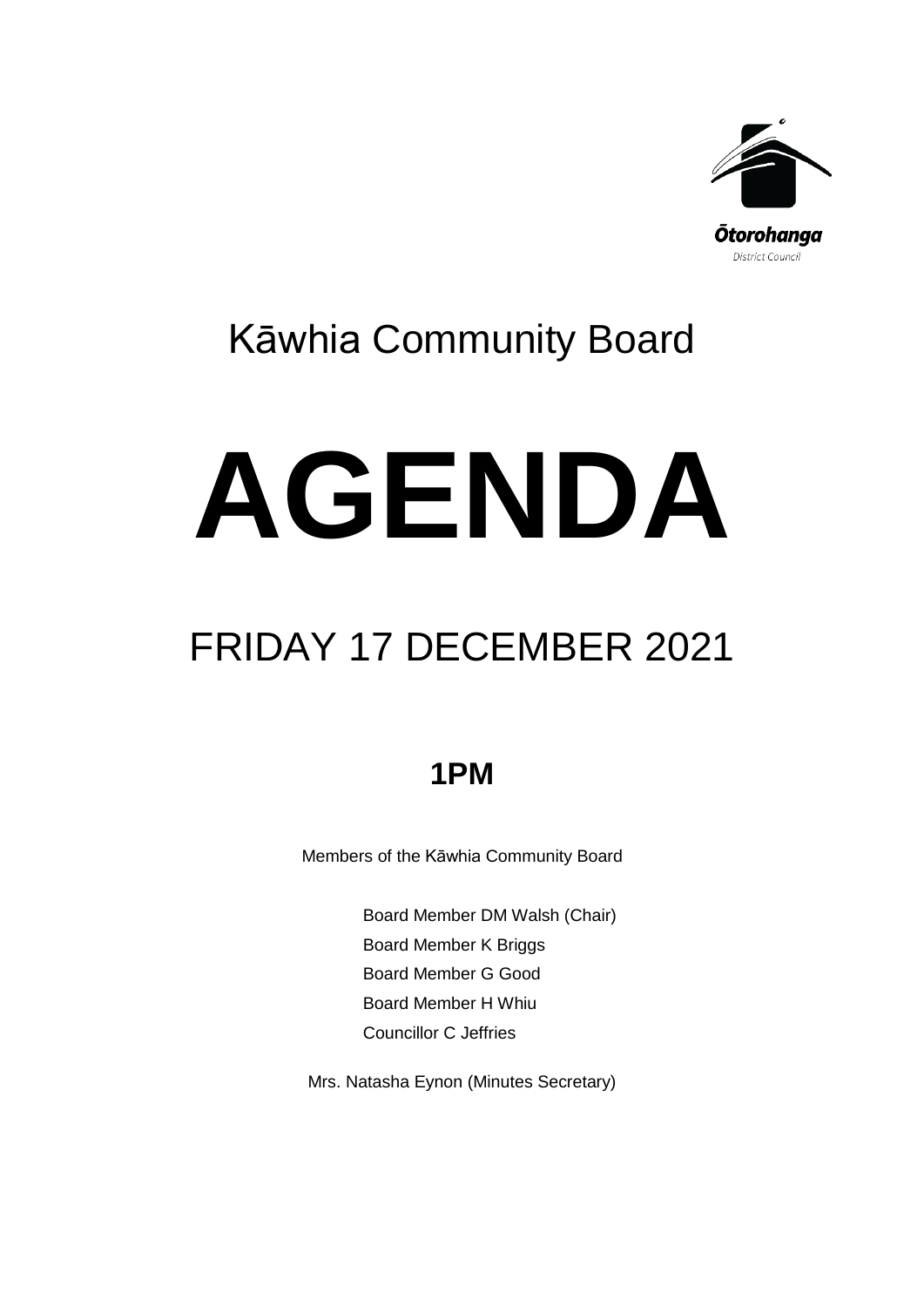Ōtorohanga
District Council

# Kāwhia Community Board

# AGENDA

## FRIDAY 17 DECEMBER 2021

### 1PM

Members of the Kāwhia Community Board

Board Member DM Walsh (Chair)
Board Member K Briggs
Board Member G Good
Board Member H Whiu
Councillor C Jeffries

Mrs. Natasha Eynon (Minutes Secretary)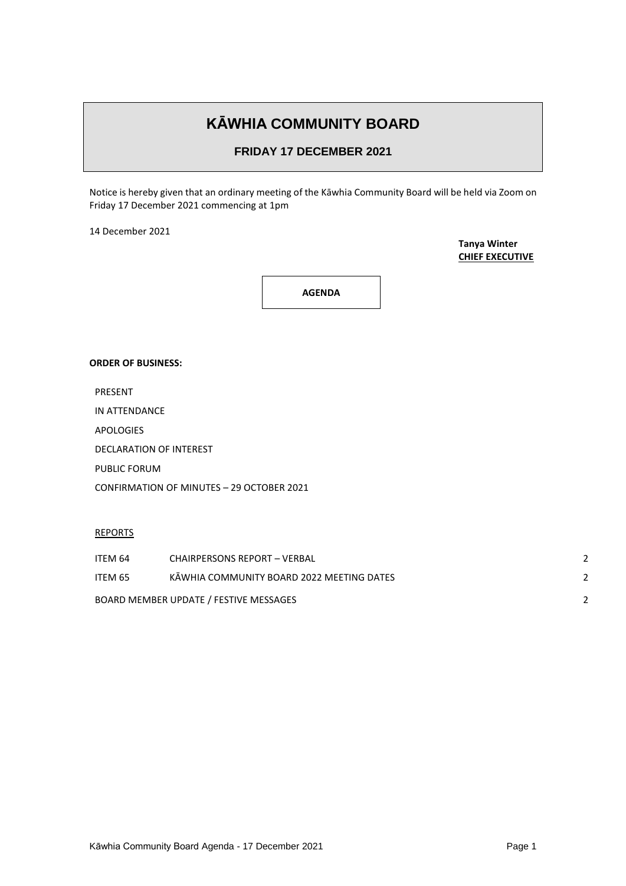# KĀWHIA COMMUNITY BOARD

## FRIDAY 17 DECEMBER 2021

Notice is hereby given that an ordinary meeting of the Kāwhia Community Board will be held via Zoom on Friday 17 December 2021 commencing at 1pm

14 December 2021

**Tanya Winter**
**CHIEF EXECUTIVE**

**AGENDA**

**ORDER OF BUSINESS:**

PRESENT

IN ATTENDANCE

APOLOGIES

DECLARATION OF INTEREST

PUBLIC FORUM

CONFIRMATION OF MINUTES – 29 OCTOBER 2021

REPORTS

| | | |
|---|---|---|
| ITEM 64 | CHAIRPERSONS REPORT – VERBAL | 2 |
| ITEM 65 | KĀWHIA COMMUNITY BOARD 2022 MEETING DATES | 2 |
| BOARD MEMBER UPDATE / FESTIVE MESSAGES | | 2 |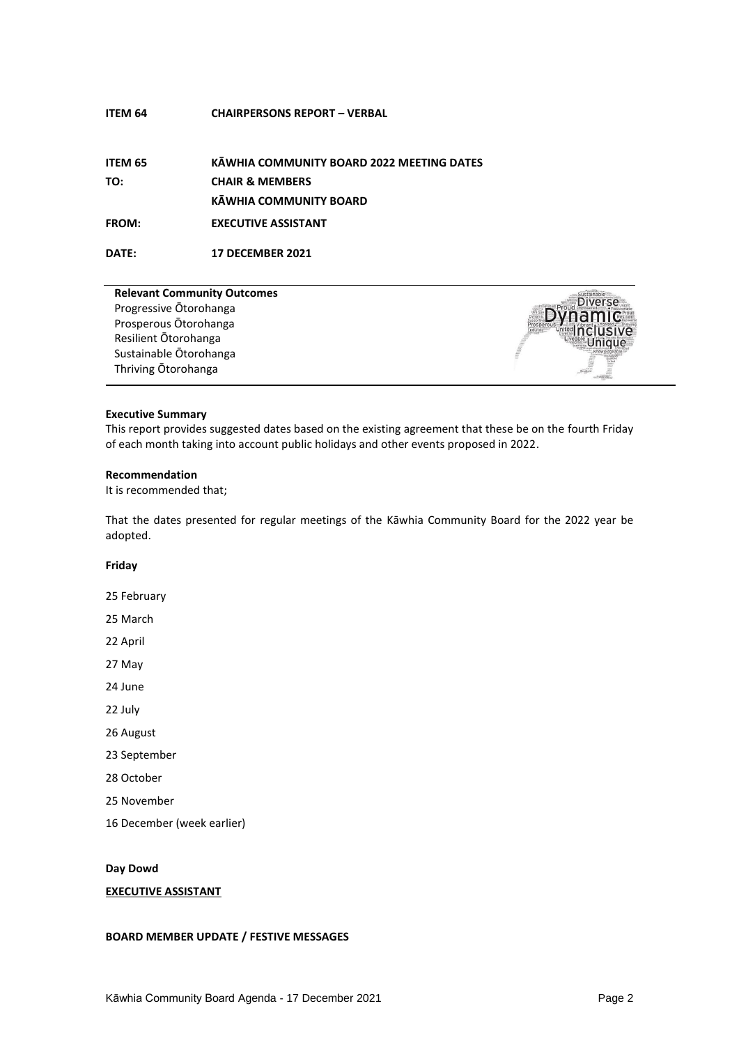**ITEM 64 CHAIRPERSONS REPORT – VERBAL**

**ITEM 65 KĀWHIA COMMUNITY BOARD 2022 MEETING DATES**

**TO: CHAIR & MEMBERS**
**KĀWHIA COMMUNITY BOARD**

**FROM: EXECUTIVE ASSISTANT**

**DATE: 17 DECEMBER 2021**

**Relevant Community Outcomes**
Progressive Ōtorohanga
Prosperous Ōtorohanga
Resilient Ōtorohanga
Sustainable Ōtorohanga
Thriving Ōtorohanga

**Executive Summary**
This report provides suggested dates based on the existing agreement that these be on the fourth Friday of each month taking into account public holidays and other events proposed in 2022.

**Recommendation**
It is recommended that;

That the dates presented for regular meetings of the Kāwhia Community Board for the 2022 year be adopted.

**Friday**

25 February

25 March

22 April

27 May

24 June

22 July

26 August

23 September

28 October

25 November

16 December (week earlier)

**Day Dowd**

**EXECUTIVE ASSISTANT**

**BOARD MEMBER UPDATE / FESTIVE MESSAGES**